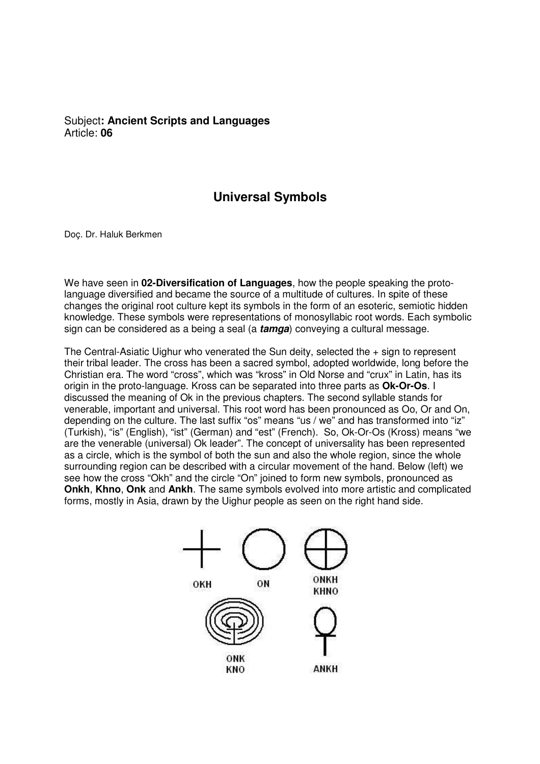Subject**: Ancient Scripts and Languages**
Article: **06**

## Universal Symbols

Doç. Dr. Haluk Berkmen

We have seen in **02-Diversification of Languages**, how the people speaking the proto-language diversified and became the source of a multitude of cultures. In spite of these changes the original root culture kept its symbols in the form of an esoteric, semiotic hidden knowledge. These symbols were representations of monosyllabic root words. Each symbolic sign can be considered as a being a seal (a ***tamga***) conveying a cultural message.

The Central-Asiatic Uighur who venerated the Sun deity, selected the + sign to represent their tribal leader. The cross has been a sacred symbol, adopted worldwide, long before the Christian era. The word "cross", which was "kross" in Old Norse and "crux" in Latin, has its origin in the proto-language. Kross can be separated into three parts as **Ok-Or-Os**. I discussed the meaning of Ok in the previous chapters. The second syllable stands for venerable, important and universal. This root word has been pronounced as Oo, Or and On, depending on the culture. The last suffix "os" means "us / we" and has transformed into "iz" (Turkish), "is" (English), "ist" (German) and "est" (French). So, Ok-Or-Os (Kross) means "we are the venerable (universal) Ok leader". The concept of universality has been represented as a circle, which is the symbol of both the sun and also the whole region, since the whole surrounding region can be described with a circular movement of the hand. Below (left) we see how the cross "Okh" and the circle "On" joined to form new symbols, pronounced as **Onkh**, **Khno**, **Onk** and **Ankh**. The same symbols evolved into more artistic and complicated forms, mostly in Asia, drawn by the Uighur people as seen on the right hand side.

OKH ON ONKH KHNO

ONK KNO ANKH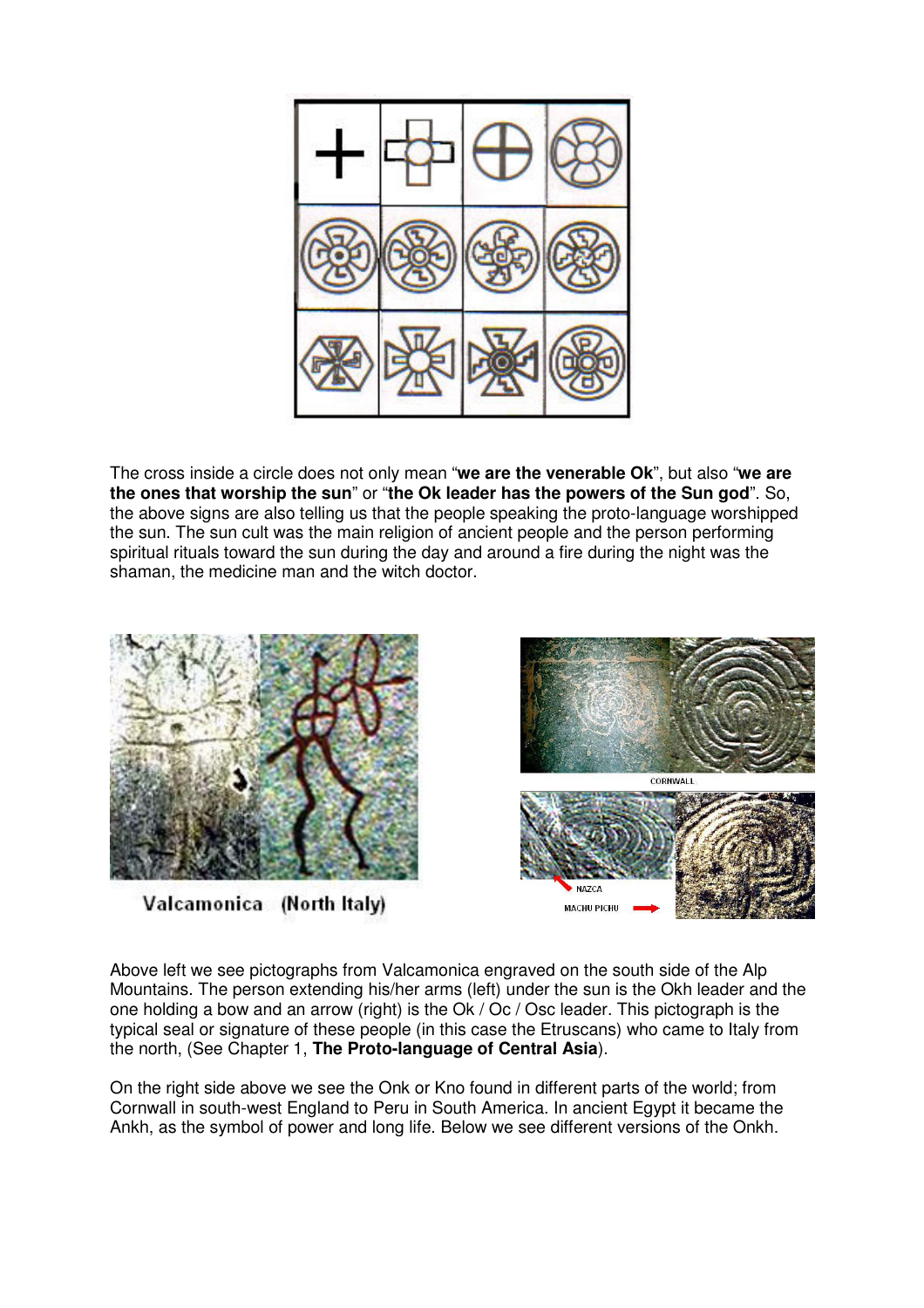The cross inside a circle does not only mean "**we are the venerable Ok**", but also "**we are the ones that worship the sun**" or "**the Ok leader has the powers of the Sun god**". So, the above signs are also telling us that the people speaking the proto-language worshipped the sun. The sun cult was the main religion of ancient people and the person performing spiritual rituals toward the sun during the day and around a fire during the night was the shaman, the medicine man and the witch doctor.

Valcamonica (North Italy)

CORNWALL

NAZCA

MACHU PICHU

Above left we see pictographs from Valcamonica engraved on the south side of the Alp Mountains. The person extending his/her arms (left) under the sun is the Okh leader and the one holding a bow and an arrow (right) is the Ok / Oc / Osc leader. This pictograph is the typical seal or signature of these people (in this case the Etruscans) who came to Italy from the north, (See Chapter 1, **The Proto-language of Central Asia**).

On the right side above we see the Onk or Kno found in different parts of the world; from Cornwall in south-west England to Peru in South America. In ancient Egypt it became the Ankh, as the symbol of power and long life. Below we see different versions of the Onkh.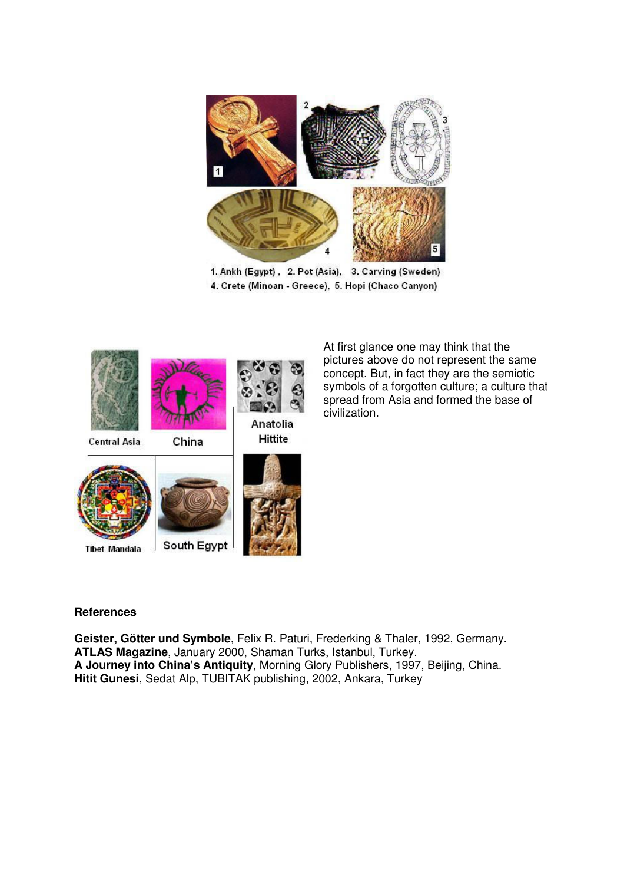1. Ankh (Egypt), 2. Pot (Asia), 3. Carving (Sweden)
4. Crete (Minoan - Greece), 5. Hopi (Chaco Canyon)

Central Asia

China

Anatolia
Hittite

Tibet Mandala

South Egypt

At first glance one may think that the pictures above do not represent the same concept. But, in fact they are the semiotic symbols of a forgotten culture; a culture that spread from Asia and formed the base of civilization.

**References**

**Geister, Götter und Symbole**, Felix R. Paturi, Frederking & Thaler, 1992, Germany.
**ATLAS Magazine**, January 2000, Shaman Turks, Istanbul, Turkey.
**A Journey into China's Antiquity**, Morning Glory Publishers, 1997, Beijing, China.
**Hitit Gunesi**, Sedat Alp, TUBITAK publishing, 2002, Ankara, Turkey